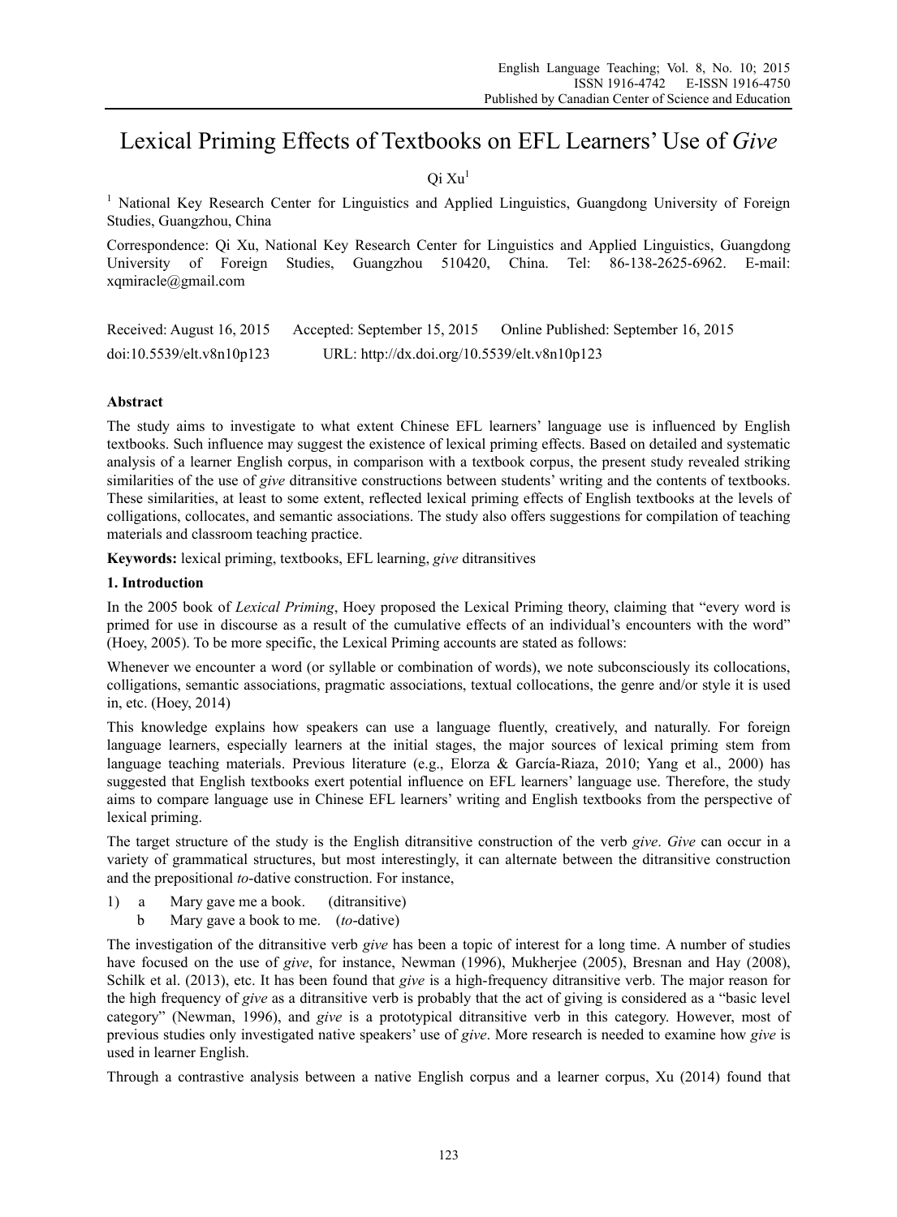# Lexical Priming Effects of Textbooks on EFL Learners' Use of *Give*

Qi Xu[1]

[1] National Key Research Center for Linguistics and Applied Linguistics, Guangdong University of Foreign Studies, Guangzhou, China

Correspondence: Qi Xu, National Key Research Center for Linguistics and Applied Linguistics, Guangdong University of Foreign Studies, Guangzhou 510420, China. Tel: 86-138-2625-6962. E-mail: xqmiracle@gmail.com

Received: August 16, 2015 Accepted: September 15, 2015 Online Published: September 16, 2015

doi:10.5539/elt.v8n10p123 URL: http://dx.doi.org/10.5539/elt.v8n10p123

**Abstract**

The study aims to investigate to what extent Chinese EFL learners' language use is influenced by English textbooks. Such influence may suggest the existence of lexical priming effects. Based on detailed and systematic analysis of a learner English corpus, in comparison with a textbook corpus, the present study revealed striking similarities of the use of *give* ditransitive constructions between students' writing and the contents of textbooks. These similarities, at least to some extent, reflected lexical priming effects of English textbooks at the levels of colligations, collocates, and semantic associations. The study also offers suggestions for compilation of teaching materials and classroom teaching practice.

**Keywords:** lexical priming, textbooks, EFL learning, *give* ditransitives

## 1. Introduction

In the 2005 book of *Lexical Priming*, Hoey proposed the Lexical Priming theory, claiming that "every word is primed for use in discourse as a result of the cumulative effects of an individual's encounters with the word" (Hoey, 2005). To be more specific, the Lexical Priming accounts are stated as follows:

Whenever we encounter a word (or syllable or combination of words), we note subconsciously its collocations, colligations, semantic associations, pragmatic associations, textual collocations, the genre and/or style it is used in, etc. (Hoey, 2014)

This knowledge explains how speakers can use a language fluently, creatively, and naturally. For foreign language learners, especially learners at the initial stages, the major sources of lexical priming stem from language teaching materials. Previous literature (e.g., Elorza & García-Riaza, 2010; Yang et al., 2000) has suggested that English textbooks exert potential influence on EFL learners' language use. Therefore, the study aims to compare language use in Chinese EFL learners' writing and English textbooks from the perspective of lexical priming.

The target structure of the study is the English ditransitive construction of the verb *give*. *Give* can occur in a variety of grammatical structures, but most interestingly, it can alternate between the ditransitive construction and the prepositional *to*-dative construction. For instance,

1) a Mary gave me a book. (ditransitive)
   b Mary gave a book to me. (*to*-dative)

The investigation of the ditransitive verb *give* has been a topic of interest for a long time. A number of studies have focused on the use of *give*, for instance, Newman (1996), Mukherjee (2005), Bresnan and Hay (2008), Schilk et al. (2013), etc. It has been found that *give* is a high-frequency ditransitive verb. The major reason for the high frequency of *give* as a ditransitive verb is probably that the act of giving is considered as a "basic level category" (Newman, 1996), and *give* is a prototypical ditransitive verb in this category. However, most of previous studies only investigated native speakers' use of *give*. More research is needed to examine how *give* is used in learner English.

Through a contrastive analysis between a native English corpus and a learner corpus, Xu (2014) found that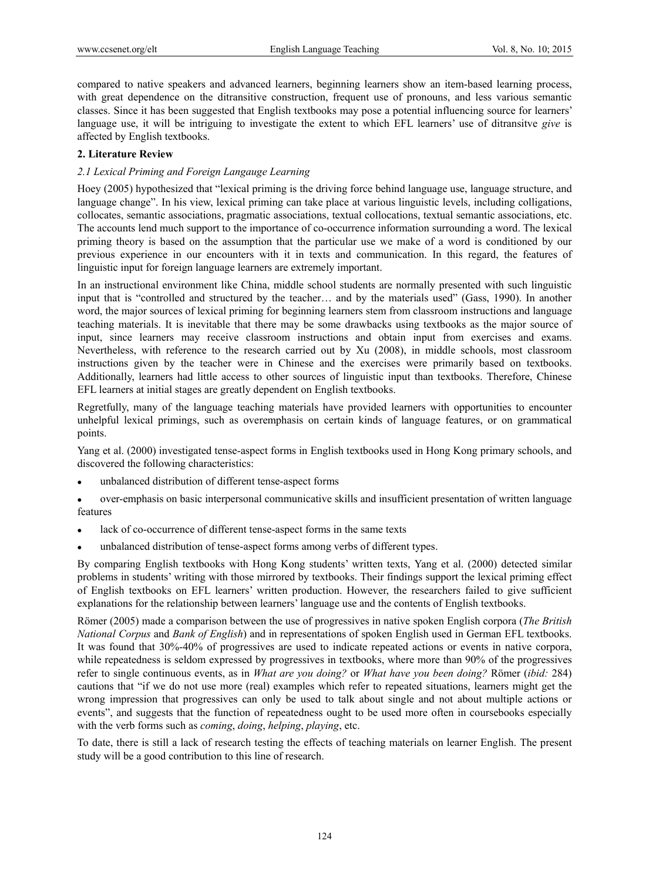compared to native speakers and advanced learners, beginning learners show an item-based learning process, with great dependence on the ditransitive construction, frequent use of pronouns, and less various semantic classes. Since it has been suggested that English textbooks may pose a potential influencing source for learners' language use, it will be intriguing to investigate the extent to which EFL learners' use of ditransitve *give* is affected by English textbooks.

## 2. Literature Review

### *2.1 Lexical Priming and Foreign Langauge Learning*

Hoey (2005) hypothesized that "lexical priming is the driving force behind language use, language structure, and language change". In his view, lexical priming can take place at various linguistic levels, including colligations, collocates, semantic associations, pragmatic associations, textual collocations, textual semantic associations, etc. The accounts lend much support to the importance of co-occurrence information surrounding a word. The lexical priming theory is based on the assumption that the particular use we make of a word is conditioned by our previous experience in our encounters with it in texts and communication. In this regard, the features of linguistic input for foreign language learners are extremely important.

In an instructional environment like China, middle school students are normally presented with such linguistic input that is "controlled and structured by the teacher… and by the materials used" (Gass, 1990). In another word, the major sources of lexical priming for beginning learners stem from classroom instructions and language teaching materials. It is inevitable that there may be some drawbacks using textbooks as the major source of input, since learners may receive classroom instructions and obtain input from exercises and exams. Nevertheless, with reference to the research carried out by Xu (2008), in middle schools, most classroom instructions given by the teacher were in Chinese and the exercises were primarily based on textbooks. Additionally, learners had little access to other sources of linguistic input than textbooks. Therefore, Chinese EFL learners at initial stages are greatly dependent on English textbooks.

Regretfully, many of the language teaching materials have provided learners with opportunities to encounter unhelpful lexical primings, such as overemphasis on certain kinds of language features, or on grammatical points.

Yang et al. (2000) investigated tense-aspect forms in English textbooks used in Hong Kong primary schools, and discovered the following characteristics:

- unbalanced distribution of different tense-aspect forms
- over-emphasis on basic interpersonal communicative skills and insufficient presentation of written language features
- lack of co-occurrence of different tense-aspect forms in the same texts
- unbalanced distribution of tense-aspect forms among verbs of different types.

By comparing English textbooks with Hong Kong students' written texts, Yang et al. (2000) detected similar problems in students' writing with those mirrored by textbooks. Their findings support the lexical priming effect of English textbooks on EFL learners' written production. However, the researchers failed to give sufficient explanations for the relationship between learners' language use and the contents of English textbooks.

Römer (2005) made a comparison between the use of progressives in native spoken English corpora (*The British National Corpus* and *Bank of English*) and in representations of spoken English used in German EFL textbooks. It was found that 30%-40% of progressives are used to indicate repeated actions or events in native corpora, while repeatedness is seldom expressed by progressives in textbooks, where more than 90% of the progressives refer to single continuous events, as in *What are you doing?* or *What have you been doing?* Römer (*ibid:* 284) cautions that "if we do not use more (real) examples which refer to repeated situations, learners might get the wrong impression that progressives can only be used to talk about single and not about multiple actions or events", and suggests that the function of repeatedness ought to be used more often in coursebooks especially with the verb forms such as *coming*, *doing*, *helping*, *playing*, etc.

To date, there is still a lack of research testing the effects of teaching materials on learner English. The present study will be a good contribution to this line of research.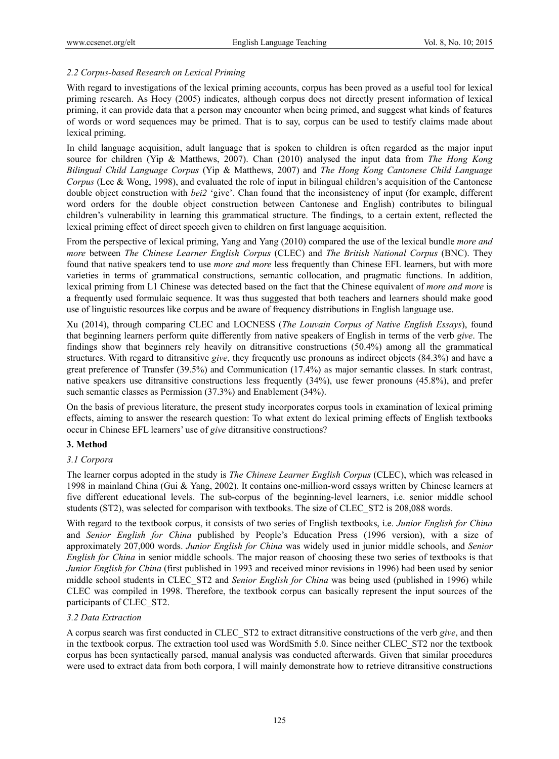### *2.2 Corpus-based Research on Lexical Priming*

With regard to investigations of the lexical priming accounts, corpus has been proved as a useful tool for lexical priming research. As Hoey (2005) indicates, although corpus does not directly present information of lexical priming, it can provide data that a person may encounter when being primed, and suggest what kinds of features of words or word sequences may be primed. That is to say, corpus can be used to testify claims made about lexical priming.

In child language acquisition, adult language that is spoken to children is often regarded as the major input source for children (Yip & Matthews, 2007). Chan (2010) analysed the input data from *The Hong Kong Bilingual Child Language Corpus* (Yip & Matthews, 2007) and *The Hong Kong Cantonese Child Language Corpus* (Lee & Wong, 1998), and evaluated the role of input in bilingual children's acquisition of the Cantonese double object construction with *bei2* 'give'. Chan found that the inconsistency of input (for example, different word orders for the double object construction between Cantonese and English) contributes to bilingual children's vulnerability in learning this grammatical structure. The findings, to a certain extent, reflected the lexical priming effect of direct speech given to children on first language acquisition.

From the perspective of lexical priming, Yang and Yang (2010) compared the use of the lexical bundle *more and more* between *The Chinese Learner English Corpus* (CLEC) and *The British National Corpus* (BNC). They found that native speakers tend to use *more and more* less frequently than Chinese EFL learners, but with more varieties in terms of grammatical constructions, semantic collocation, and pragmatic functions. In addition, lexical priming from L1 Chinese was detected based on the fact that the Chinese equivalent of *more and more* is a frequently used formulaic sequence. It was thus suggested that both teachers and learners should make good use of linguistic resources like corpus and be aware of frequency distributions in English language use.

Xu (2014), through comparing CLEC and LOCNESS (*The Louvain Corpus of Native English Essays*), found that beginning learners perform quite differently from native speakers of English in terms of the verb *give*. The findings show that beginners rely heavily on ditransitive constructions (50.4%) among all the grammatical structures. With regard to ditransitive *give*, they frequently use pronouns as indirect objects (84.3%) and have a great preference of Transfer (39.5%) and Communication (17.4%) as major semantic classes. In stark contrast, native speakers use ditransitive constructions less frequently (34%), use fewer pronouns (45.8%), and prefer such semantic classes as Permission (37.3%) and Enablement (34%).

On the basis of previous literature, the present study incorporates corpus tools in examination of lexical priming effects, aiming to answer the research question: To what extent do lexical priming effects of English textbooks occur in Chinese EFL learners' use of *give* ditransitive constructions?

## 3. Method

### *3.1 Corpora*

The learner corpus adopted in the study is *The Chinese Learner English Corpus* (CLEC), which was released in 1998 in mainland China (Gui & Yang, 2002). It contains one-million-word essays written by Chinese learners at five different educational levels. The sub-corpus of the beginning-level learners, i.e. senior middle school students (ST2), was selected for comparison with textbooks. The size of CLEC_ST2 is 208,088 words.

With regard to the textbook corpus, it consists of two series of English textbooks, i.e. *Junior English for China* and *Senior English for China* published by People's Education Press (1996 version), with a size of approximately 207,000 words. *Junior English for China* was widely used in junior middle schools, and *Senior English for China* in senior middle schools. The major reason of choosing these two series of textbooks is that *Junior English for China* (first published in 1993 and received minor revisions in 1996) had been used by senior middle school students in CLEC_ST2 and *Senior English for China* was being used (published in 1996) while CLEC was compiled in 1998. Therefore, the textbook corpus can basically represent the input sources of the participants of CLEC_ST2.

### *3.2 Data Extraction*

A corpus search was first conducted in CLEC_ST2 to extract ditransitive constructions of the verb *give*, and then in the textbook corpus. The extraction tool used was WordSmith 5.0. Since neither CLEC_ST2 nor the textbook corpus has been syntactically parsed, manual analysis was conducted afterwards. Given that similar procedures were used to extract data from both corpora, I will mainly demonstrate how to retrieve ditransitive constructions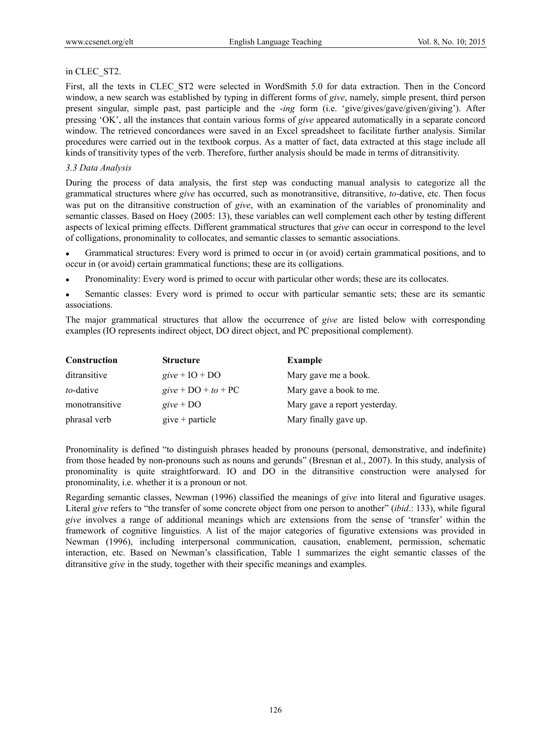in CLEC_ST2.

First, all the texts in CLEC_ST2 were selected in WordSmith 5.0 for data extraction. Then in the Concord window, a new search was established by typing in different forms of *give*, namely, simple present, third person present singular, simple past, past participle and the -*ing* form (i.e. 'give/gives/gave/given/giving'). After pressing 'OK', all the instances that contain various forms of *give* appeared automatically in a separate concord window. The retrieved concordances were saved in an Excel spreadsheet to facilitate further analysis. Similar procedures were carried out in the textbook corpus. As a matter of fact, data extracted at this stage include all kinds of transitivity types of the verb. Therefore, further analysis should be made in terms of ditransitivity.

### *3.3 Data Analysis*

During the process of data analysis, the first step was conducting manual analysis to categorize all the grammatical structures where *give* has occurred, such as monotransitive, ditransitive, *to*-dative, etc. Then focus was put on the ditransitive construction of *give*, with an examination of the variables of pronominality and semantic classes. Based on Hoey (2005: 13), these variables can well complement each other by testing different aspects of lexical priming effects. Different grammatical structures that *give* can occur in correspond to the level of colligations, pronominality to collocates, and semantic classes to semantic associations.

- Grammatical structures: Every word is primed to occur in (or avoid) certain grammatical positions, and to occur in (or avoid) certain grammatical functions; these are its colligations.
- Pronominality: Every word is primed to occur with particular other words; these are its collocates.
- Semantic classes: Every word is primed to occur with particular semantic sets; these are its semantic associations.

The major grammatical structures that allow the occurrence of *give* are listed below with corresponding examples (IO represents indirect object, DO direct object, and PC prepositional complement).

| **Construction** | **Structure** | **Example** |
|---|---|---|
| ditransitive | *give* + IO + DO | Mary gave me a book. |
| *to*-dative | *give* + DO + *to* + PC | Mary gave a book to me. |
| monotransitive | *give* + DO | Mary gave a report yesterday. |
| phrasal verb | give + particle | Mary finally gave up. |

Pronominality is defined "to distinguish phrases headed by pronouns (personal, demonstrative, and indefinite) from those headed by non-pronouns such as nouns and gerunds" (Bresnan et al., 2007). In this study, analysis of pronominality is quite straightforward. IO and DO in the ditransitive construction were analysed for pronominality, i.e. whether it is a pronoun or not.

Regarding semantic classes, Newman (1996) classified the meanings of *give* into literal and figurative usages. Literal *give* refers to "the transfer of some concrete object from one person to another" (*ibid*.: 133), while figural *give* involves a range of additional meanings which are extensions from the sense of 'transfer' within the framework of cognitive linguistics. A list of the major categories of figurative extensions was provided in Newman (1996), including interpersonal communication, causation, enablement, permission, schematic interaction, etc. Based on Newman's classification, Table 1 summarizes the eight semantic classes of the ditransitive *give* in the study, together with their specific meanings and examples.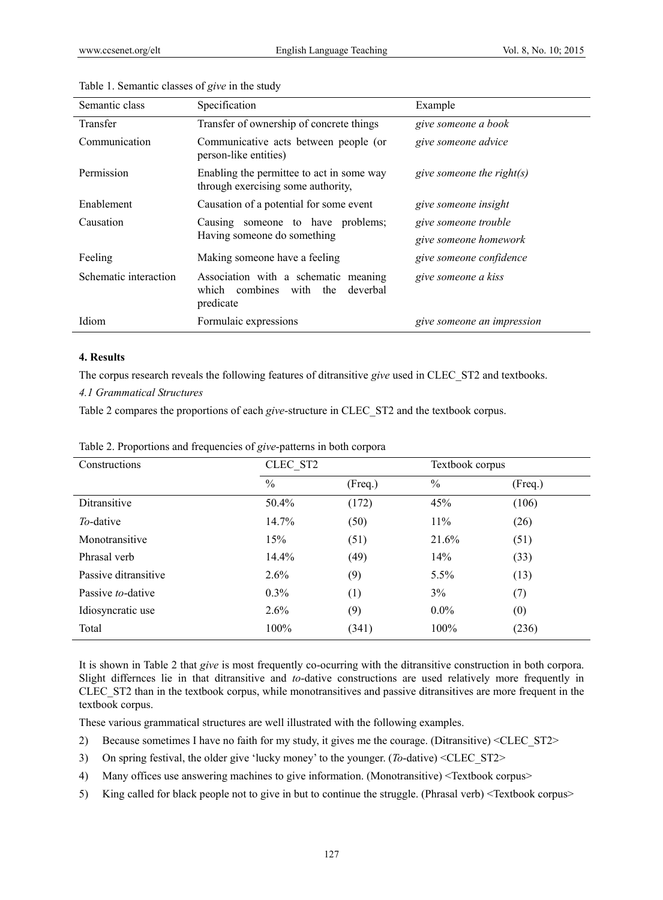Table 1. Semantic classes of *give* in the study

| Semantic class | Specification | Example |
|---|---|---|
| Transfer | Transfer of ownership of concrete things | *give someone a book* |
| Communication | Communicative acts between people (or person-like entities) | *give someone advice* |
| Permission | Enabling the permittee to act in some way through exercising some authority, | *give someone the right(s)* |
| Enablement | Causation of a potential for some event | *give someone insight* |
| Causation | Causing someone to have problems; Having someone do something | *give someone trouble* *give someone homework* |
| Feeling | Making someone have a feeling | *give someone confidence* |
| Schematic interaction | Association with a schematic meaning which combines with the deverbal predicate | *give someone a kiss* |
| Idiom | Formulaic expressions | *give someone an impression* |

**4. Results**

The corpus research reveals the following features of ditransitive *give* used in CLEC_ST2 and textbooks.

*4.1 Grammatical Structures*

Table 2 compares the proportions of each *give*-structure in CLEC_ST2 and the textbook corpus.

Table 2. Proportions and frequencies of *give*-patterns in both corpora

| Constructions | CLEC_ST2 | | Textbook corpus | |
|---|---|---|---|---|
| | % | (Freq.) | % | (Freq.) |
| Ditransitive | 50.4% | (172) | 45% | (106) |
| *To*-dative | 14.7% | (50) | 11% | (26) |
| Monotransitive | 15% | (51) | 21.6% | (51) |
| Phrasal verb | 14.4% | (49) | 14% | (33) |
| Passive ditransitive | 2.6% | (9) | 5.5% | (13) |
| Passive *to*-dative | 0.3% | (1) | 3% | (7) |
| Idiosyncratic use | 2.6% | (9) | 0.0% | (0) |
| Total | 100% | (341) | 100% | (236) |

It is shown in Table 2 that *give* is most frequently co-ocurring with the ditransitive construction in both corpora. Slight differnces lie in that ditransitive and *to*-dative constructions are used relatively more frequently in CLEC_ST2 than in the textbook corpus, while monotransitives and passive ditransitives are more frequent in the textbook corpus.

These various grammatical structures are well illustrated with the following examples.

2) Because sometimes I have no faith for my study, it gives me the courage. (Ditransitive) <CLEC_ST2>

3) On spring festival, the older give 'lucky money' to the younger. (*To*-dative) <CLEC_ST2>

4) Many offices use answering machines to give information. (Monotransitive) <Textbook corpus>

5) King called for black people not to give in but to continue the struggle. (Phrasal verb) <Textbook corpus>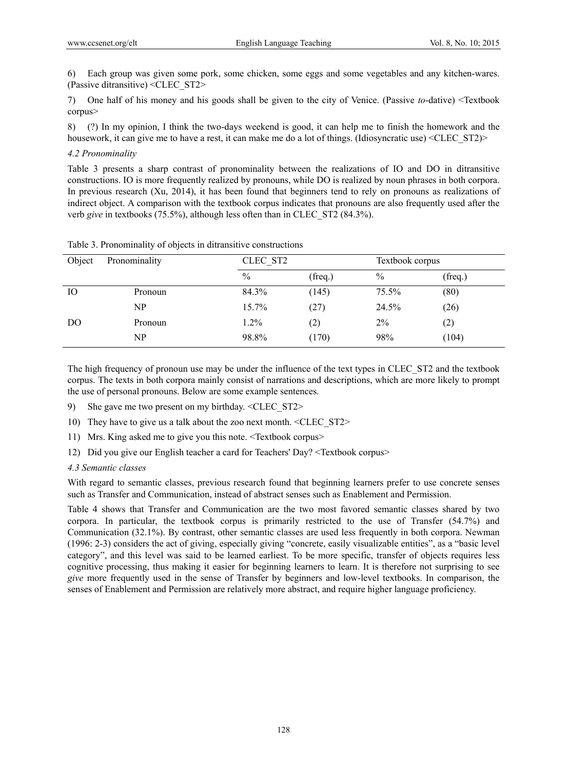6) Each group was given some pork, some chicken, some eggs and some vegetables and any kitchen-wares. (Passive ditransitive) <CLEC_ST2>

7) One half of his money and his goods shall be given to the city of Venice. (Passive *to*-dative) <Textbook corpus>

8) (?) In my opinion, I think the two-days weekend is good, it can help me to finish the homework and the housework, it can give me to have a rest, it can make me do a lot of things. (Idiosyncratic use) <CLEC_ST2)>

#### *4.2 Pronominality*

Table 3 presents a sharp contrast of pronominality between the realizations of IO and DO in ditransitive constructions. IO is more frequently realized by pronouns, while DO is realized by noun phrases in both corpora. In previous research (Xu, 2014), it has been found that beginners tend to rely on pronouns as realizations of indirect object. A comparison with the textbook corpus indicates that pronouns are also frequently used after the verb *give* in textbooks (75.5%), although less often than in CLEC_ST2 (84.3%).

Table 3. Pronominality of objects in ditransitive constructions

| Object | Pronominality | CLEC_ST2 | | Textbook corpus | |
|---|---|---|---|---|---|
| | | % | (freq.) | % | (freq.) |
| IO | Pronoun | 84.3% | (145) | 75.5% | (80) |
| | NP | 15.7% | (27) | 24.5% | (26) |
| DO | Pronoun | 1.2% | (2) | 2% | (2) |
| | NP | 98.8% | (170) | 98% | (104) |

The high frequency of pronoun use may be under the influence of the text types in CLEC_ST2 and the textbook corpus. The texts in both corpora mainly consist of narrations and descriptions, which are more likely to prompt the use of personal pronouns. Below are some example sentences.

9) She gave me two present on my birthday. <CLEC_ST2>

10) They have to give us a talk about the zoo next month. <CLEC_ST2>

11) Mrs. King asked me to give you this note. <Textbook corpus>

12) Did you give our English teacher a card for Teachers' Day? <Textbook corpus>

#### *4.3 Semantic classes*

With regard to semantic classes, previous research found that beginning learners prefer to use concrete senses such as Transfer and Communication, instead of abstract senses such as Enablement and Permission.

Table 4 shows that Transfer and Communication are the two most favored semantic classes shared by two corpora. In particular, the textbook corpus is primarily restricted to the use of Transfer (54.7%) and Communication (32.1%). By contrast, other semantic classes are used less frequently in both corpora. Newman (1996: 2-3) considers the act of giving, especially giving "concrete, easily visualizable entities", as a "basic level category", and this level was said to be learned earliest. To be more specific, transfer of objects requires less cognitive processing, thus making it easier for beginning learners to learn. It is therefore not surprising to see *give* more frequently used in the sense of Transfer by beginners and low-level textbooks. In comparison, the senses of Enablement and Permission are relatively more abstract, and require higher language proficiency.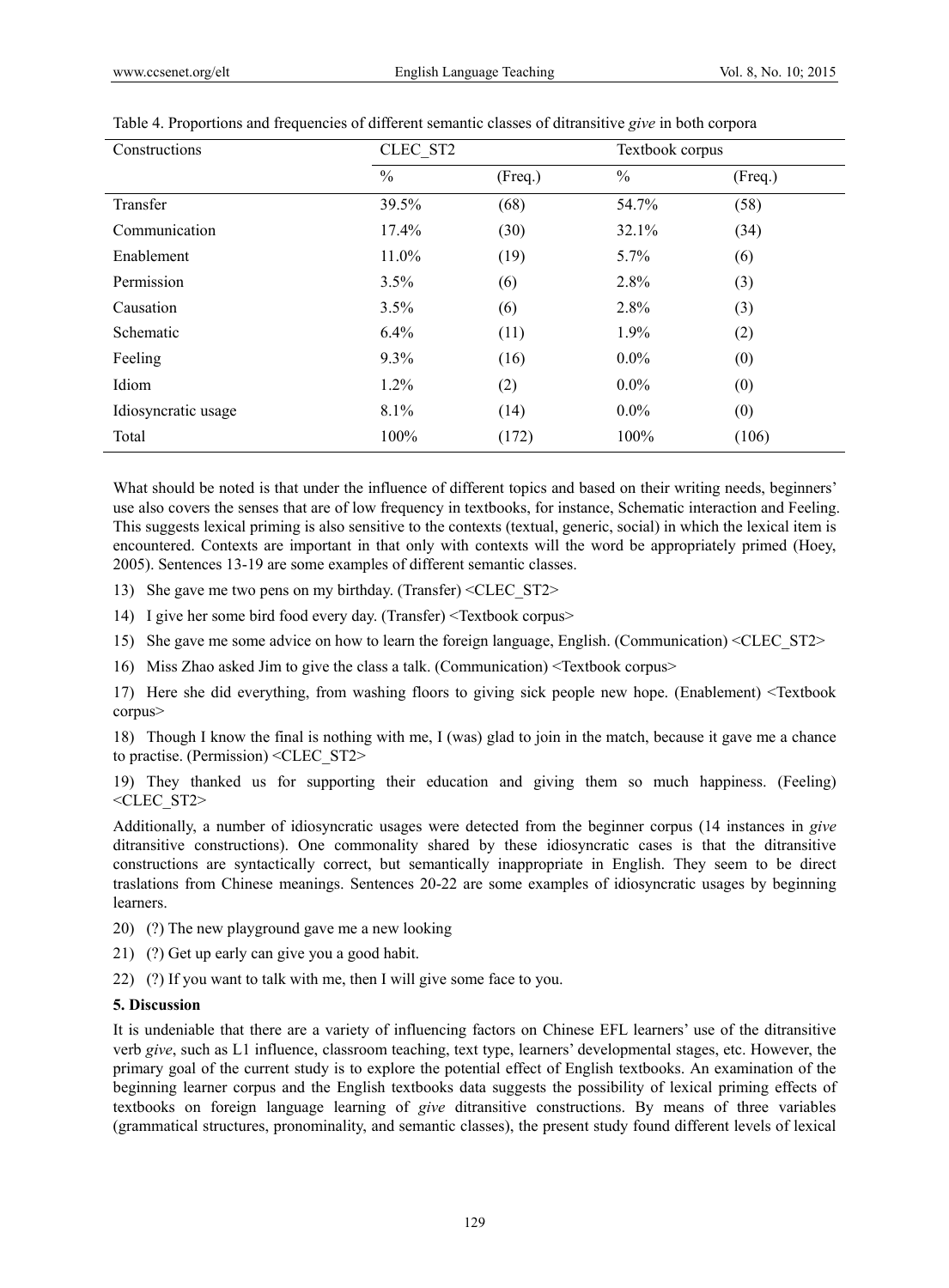Table 4. Proportions and frequencies of different semantic classes of ditransitive *give* in both corpora

| Constructions | CLEC_ST2 | | Textbook corpus | |
|---|---|---|---|---|
| | % | (Freq.) | % | (Freq.) |
| Transfer | 39.5% | (68) | 54.7% | (58) |
| Communication | 17.4% | (30) | 32.1% | (34) |
| Enablement | 11.0% | (19) | 5.7% | (6) |
| Permission | 3.5% | (6) | 2.8% | (3) |
| Causation | 3.5% | (6) | 2.8% | (3) |
| Schematic | 6.4% | (11) | 1.9% | (2) |
| Feeling | 9.3% | (16) | 0.0% | (0) |
| Idiom | 1.2% | (2) | 0.0% | (0) |
| Idiosyncratic usage | 8.1% | (14) | 0.0% | (0) |
| Total | 100% | (172) | 100% | (106) |

What should be noted is that under the influence of different topics and based on their writing needs, beginners' use also covers the senses that are of low frequency in textbooks, for instance, Schematic interaction and Feeling. This suggests lexical priming is also sensitive to the contexts (textual, generic, social) in which the lexical item is encountered. Contexts are important in that only with contexts will the word be appropriately primed (Hoey, 2005). Sentences 13-19 are some examples of different semantic classes.

13) She gave me two pens on my birthday. (Transfer) <CLEC_ST2>

14) I give her some bird food every day. (Transfer) <Textbook corpus>

15) She gave me some advice on how to learn the foreign language, English. (Communication) <CLEC_ST2>

16) Miss Zhao asked Jim to give the class a talk. (Communication) <Textbook corpus>

17) Here she did everything, from washing floors to giving sick people new hope. (Enablement) <Textbook corpus>

18) Though I know the final is nothing with me, I (was) glad to join in the match, because it gave me a chance to practise. (Permission) <CLEC_ST2>

19) They thanked us for supporting their education and giving them so much happiness. (Feeling) <CLEC_ST2>

Additionally, a number of idiosyncratic usages were detected from the beginner corpus (14 instances in *give* ditransitive constructions). One commonality shared by these idiosyncratic cases is that the ditransitive constructions are syntactically correct, but semantically inappropriate in English. They seem to be direct traslations from Chinese meanings. Sentences 20-22 are some examples of idiosyncratic usages by beginning learners.

20) (?) The new playground gave me a new looking

21) (?) Get up early can give you a good habit.

22) (?) If you want to talk with me, then I will give some face to you.

## 5. Discussion

It is undeniable that there are a variety of influencing factors on Chinese EFL learners' use of the ditransitive verb *give*, such as L1 influence, classroom teaching, text type, learners' developmental stages, etc. However, the primary goal of the current study is to explore the potential effect of English textbooks. An examination of the beginning learner corpus and the English textbooks data suggests the possibility of lexical priming effects of textbooks on foreign language learning of *give* ditransitive constructions. By means of three variables (grammatical structures, pronominality, and semantic classes), the present study found different levels of lexical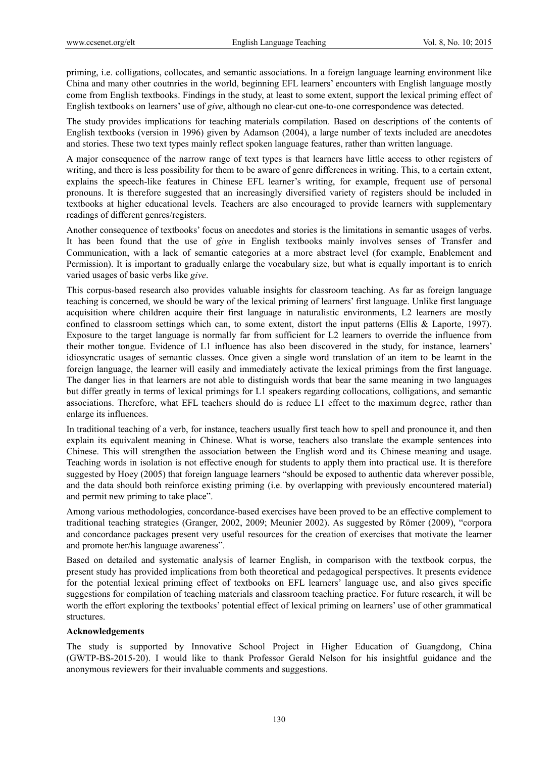priming, i.e. colligations, collocates, and semantic associations. In a foreign language learning environment like China and many other coutnries in the world, beginning EFL learners' encounters with English language mostly come from English textbooks. Findings in the study, at least to some extent, support the lexical priming effect of English textbooks on learners' use of *give*, although no clear-cut one-to-one correspondence was detected.

The study provides implications for teaching materials compilation. Based on descriptions of the contents of English textbooks (version in 1996) given by Adamson (2004), a large number of texts included are anecdotes and stories. These two text types mainly reflect spoken language features, rather than written language.

A major consequence of the narrow range of text types is that learners have little access to other registers of writing, and there is less possibility for them to be aware of genre differences in writing. This, to a certain extent, explains the speech-like features in Chinese EFL learner's writing, for example, frequent use of personal pronouns. It is therefore suggested that an increasingly diversified variety of registers should be included in textbooks at higher educational levels. Teachers are also encouraged to provide learners with supplementary readings of different genres/registers.

Another consequence of textbooks' focus on anecdotes and stories is the limitations in semantic usages of verbs. It has been found that the use of *give* in English textbooks mainly involves senses of Transfer and Communication, with a lack of semantic categories at a more abstract level (for example, Enablement and Permission). It is important to gradually enlarge the vocabulary size, but what is equally important is to enrich varied usages of basic verbs like *give*.

This corpus-based research also provides valuable insights for classroom teaching. As far as foreign language teaching is concerned, we should be wary of the lexical priming of learners' first language. Unlike first language acquisition where children acquire their first language in naturalistic environments, L2 learners are mostly confined to classroom settings which can, to some extent, distort the input patterns (Ellis & Laporte, 1997). Exposure to the target language is normally far from sufficient for L2 learners to override the influence from their mother tongue. Evidence of L1 influence has also been discovered in the study, for instance, learners' idiosyncratic usages of semantic classes. Once given a single word translation of an item to be learnt in the foreign language, the learner will easily and immediately activate the lexical primings from the first language. The danger lies in that learners are not able to distinguish words that bear the same meaning in two languages but differ greatly in terms of lexical primings for L1 speakers regarding collocations, colligations, and semantic associations. Therefore, what EFL teachers should do is reduce L1 effect to the maximum degree, rather than enlarge its influences.

In traditional teaching of a verb, for instance, teachers usually first teach how to spell and pronounce it, and then explain its equivalent meaning in Chinese. What is worse, teachers also translate the example sentences into Chinese. This will strengthen the association between the English word and its Chinese meaning and usage. Teaching words in isolation is not effective enough for students to apply them into practical use. It is therefore suggested by Hoey (2005) that foreign language learners "should be exposed to authentic data wherever possible, and the data should both reinforce existing priming (i.e. by overlapping with previously encountered material) and permit new priming to take place".

Among various methodologies, concordance-based exercises have been proved to be an effective complement to traditional teaching strategies (Granger, 2002, 2009; Meunier 2002). As suggested by Römer (2009), "corpora and concordance packages present very useful resources for the creation of exercises that motivate the learner and promote her/his language awareness".

Based on detailed and systematic analysis of learner English, in comparison with the textbook corpus, the present study has provided implications from both theoretical and pedagogical perspectives. It presents evidence for the potential lexical priming effect of textbooks on EFL learners' language use, and also gives specific suggestions for compilation of teaching materials and classroom teaching practice. For future research, it will be worth the effort exploring the textbooks' potential effect of lexical priming on learners' use of other grammatical structures.

**Acknowledgements**

The study is supported by Innovative School Project in Higher Education of Guangdong, China (GWTP-BS-2015-20). I would like to thank Professor Gerald Nelson for his insightful guidance and the anonymous reviewers for their invaluable comments and suggestions.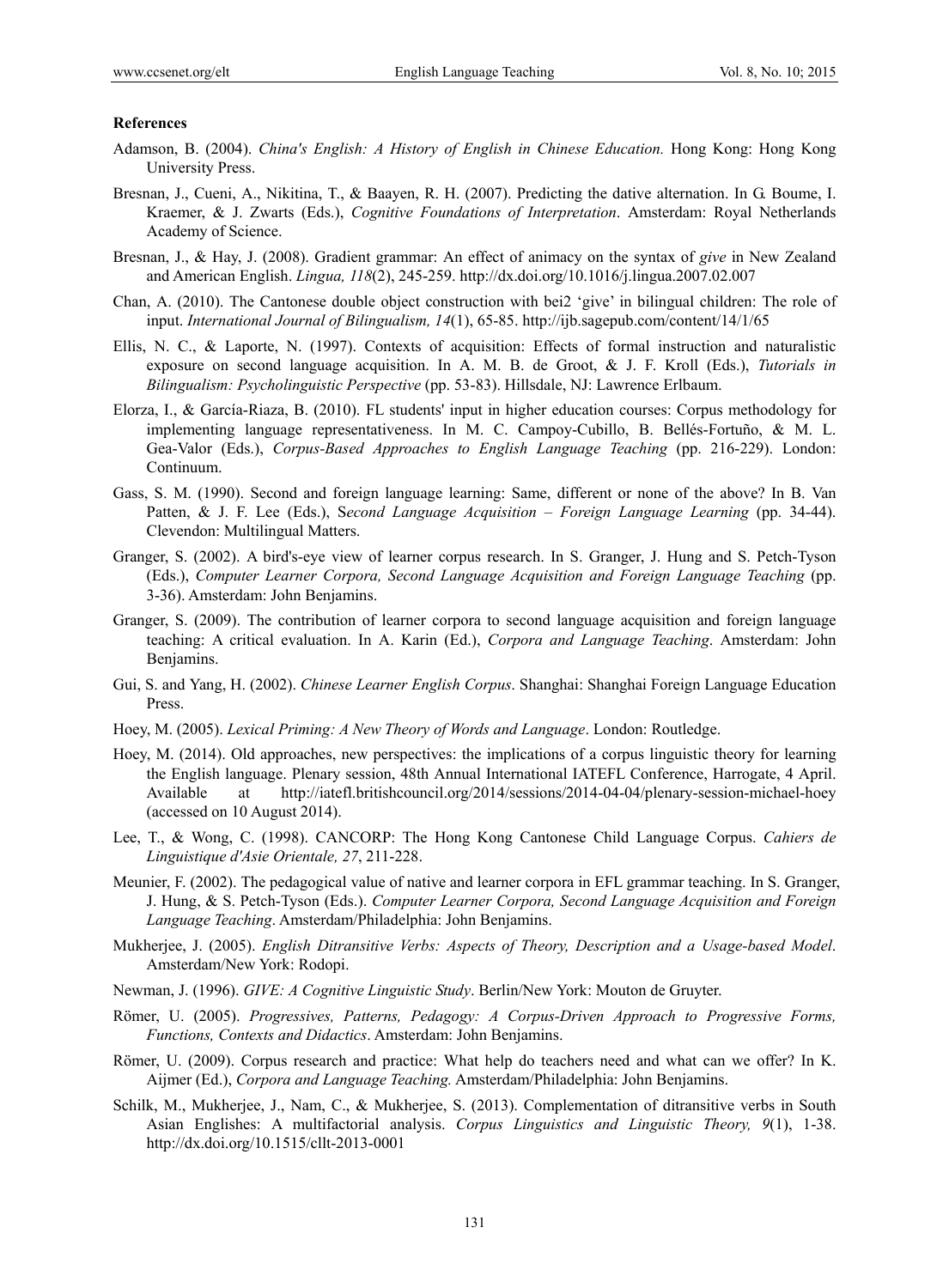**References**

Adamson, B. (2004). *China's English: A History of English in Chinese Education.* Hong Kong: Hong Kong University Press.

Bresnan, J., Cueni, A., Nikitina, T., & Baayen, R. H. (2007). Predicting the dative alternation. In G. Boume, I. Kraemer, & J. Zwarts (Eds.), *Cognitive Foundations of Interpretation*. Amsterdam: Royal Netherlands Academy of Science.

Bresnan, J., & Hay, J. (2008). Gradient grammar: An effect of animacy on the syntax of *give* in New Zealand and American English. *Lingua, 118*(2), 245-259. http://dx.doi.org/10.1016/j.lingua.2007.02.007

Chan, A. (2010). The Cantonese double object construction with bei2 'give' in bilingual children: The role of input. *International Journal of Bilingualism, 14*(1), 65-85. http://ijb.sagepub.com/content/14/1/65

Ellis, N. C., & Laporte, N. (1997). Contexts of acquisition: Effects of formal instruction and naturalistic exposure on second language acquisition. In A. M. B. de Groot, & J. F. Kroll (Eds.), *Tutorials in Bilingualism: Psycholinguistic Perspective* (pp. 53-83). Hillsdale, NJ: Lawrence Erlbaum.

Elorza, I., & García-Riaza, B. (2010). FL students' input in higher education courses: Corpus methodology for implementing language representativeness. In M. C. Campoy-Cubillo, B. Bellés-Fortuño, & M. L. Gea-Valor (Eds.), *Corpus-Based Approaches to English Language Teaching* (pp. 216-229). London: Continuum.

Gass, S. M. (1990). Second and foreign language learning: Same, different or none of the above? In B. Van Patten, & J. F. Lee (Eds.), S*econd Language Acquisition – Foreign Language Learning* (pp. 34-44). Clevendon: Multilingual Matters.

Granger, S. (2002). A bird's-eye view of learner corpus research. In S. Granger, J. Hung and S. Petch-Tyson (Eds.), *Computer Learner Corpora, Second Language Acquisition and Foreign Language Teaching* (pp. 3-36). Amsterdam: John Benjamins.

Granger, S. (2009). The contribution of learner corpora to second language acquisition and foreign language teaching: A critical evaluation. In A. Karin (Ed.), *Corpora and Language Teaching*. Amsterdam: John Benjamins.

Gui, S. and Yang, H. (2002). *Chinese Learner English Corpus*. Shanghai: Shanghai Foreign Language Education Press.

Hoey, M. (2005). *Lexical Priming: A New Theory of Words and Language*. London: Routledge.

Hoey, M. (2014). Old approaches, new perspectives: the implications of a corpus linguistic theory for learning the English language. Plenary session, 48th Annual International IATEFL Conference, Harrogate, 4 April. Available at http://iatefl.britishcouncil.org/2014/sessions/2014-04-04/plenary-session-michael-hoey (accessed on 10 August 2014).

Lee, T., & Wong, C. (1998). CANCORP: The Hong Kong Cantonese Child Language Corpus. *Cahiers de Linguistique d'Asie Orientale, 27*, 211-228.

Meunier, F. (2002). The pedagogical value of native and learner corpora in EFL grammar teaching. In S. Granger, J. Hung, & S. Petch-Tyson (Eds.). *Computer Learner Corpora, Second Language Acquisition and Foreign Language Teaching*. Amsterdam/Philadelphia: John Benjamins.

Mukherjee, J. (2005). *English Ditransitive Verbs: Aspects of Theory, Description and a Usage-based Model*. Amsterdam/New York: Rodopi.

Newman, J. (1996). *GIVE: A Cognitive Linguistic Study*. Berlin/New York: Mouton de Gruyter.

Römer, U. (2005). *Progressives, Patterns, Pedagogy: A Corpus-Driven Approach to Progressive Forms, Functions, Contexts and Didactics*. Amsterdam: John Benjamins.

Römer, U. (2009). Corpus research and practice: What help do teachers need and what can we offer? In K. Aijmer (Ed.), *Corpora and Language Teaching.* Amsterdam/Philadelphia: John Benjamins.

Schilk, M., Mukherjee, J., Nam, C., & Mukherjee, S. (2013). Complementation of ditransitive verbs in South Asian Englishes: A multifactorial analysis. *Corpus Linguistics and Linguistic Theory, 9*(1), 1-38. http://dx.doi.org/10.1515/cllt-2013-0001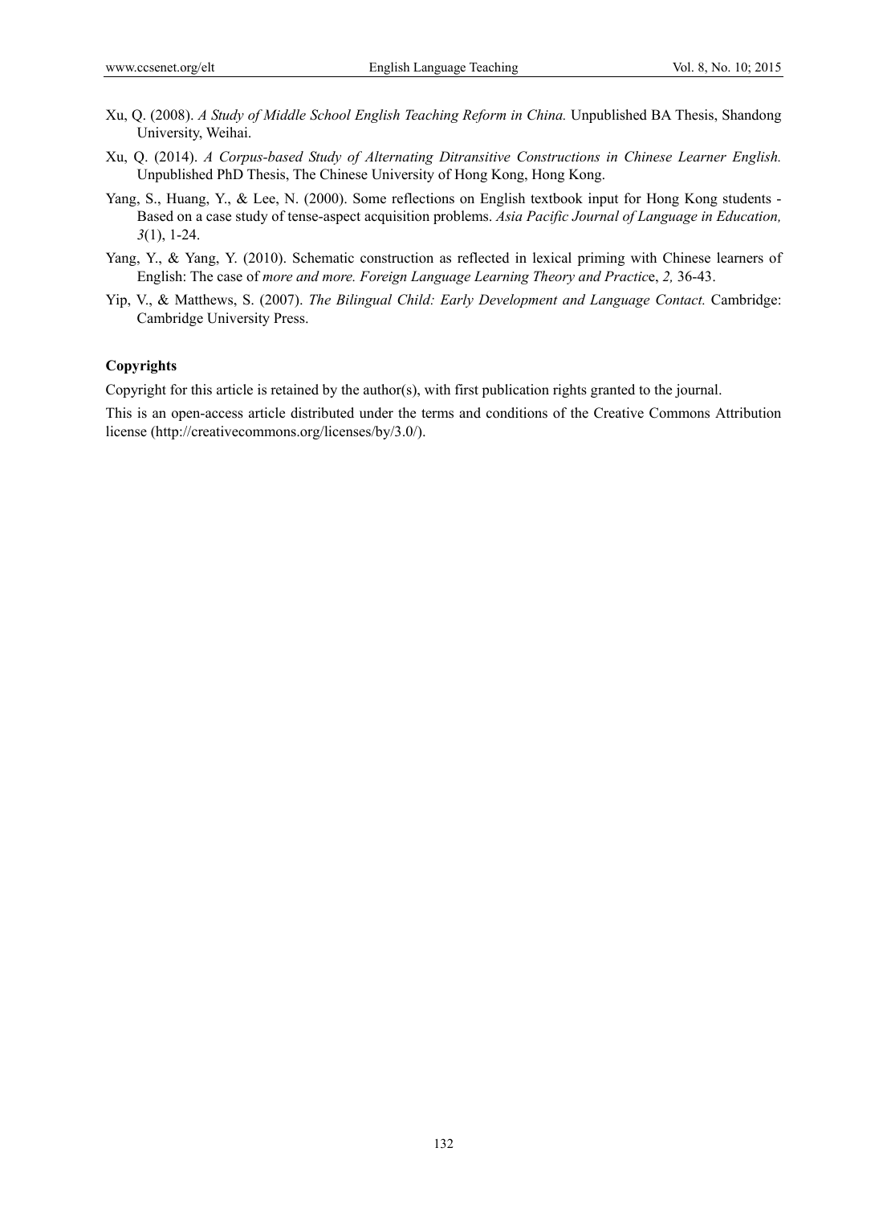Xu, Q. (2008). *A Study of Middle School English Teaching Reform in China.* Unpublished BA Thesis, Shandong University, Weihai.

Xu, Q. (2014). *A Corpus-based Study of Alternating Ditransitive Constructions in Chinese Learner English.* Unpublished PhD Thesis, The Chinese University of Hong Kong, Hong Kong.

Yang, S., Huang, Y., & Lee, N. (2000). Some reflections on English textbook input for Hong Kong students - Based on a case study of tense-aspect acquisition problems. *Asia Pacific Journal of Language in Education, 3*(1), 1-24.

Yang, Y., & Yang, Y. (2010). Schematic construction as reflected in lexical priming with Chinese learners of English: The case of *more and more. Foreign Language Learning Theory and Practic*e, *2,* 36-43.

Yip, V., & Matthews, S. (2007). *The Bilingual Child: Early Development and Language Contact.* Cambridge: Cambridge University Press.

**Copyrights**

Copyright for this article is retained by the author(s), with first publication rights granted to the journal.

This is an open-access article distributed under the terms and conditions of the Creative Commons Attribution license (http://creativecommons.org/licenses/by/3.0/).